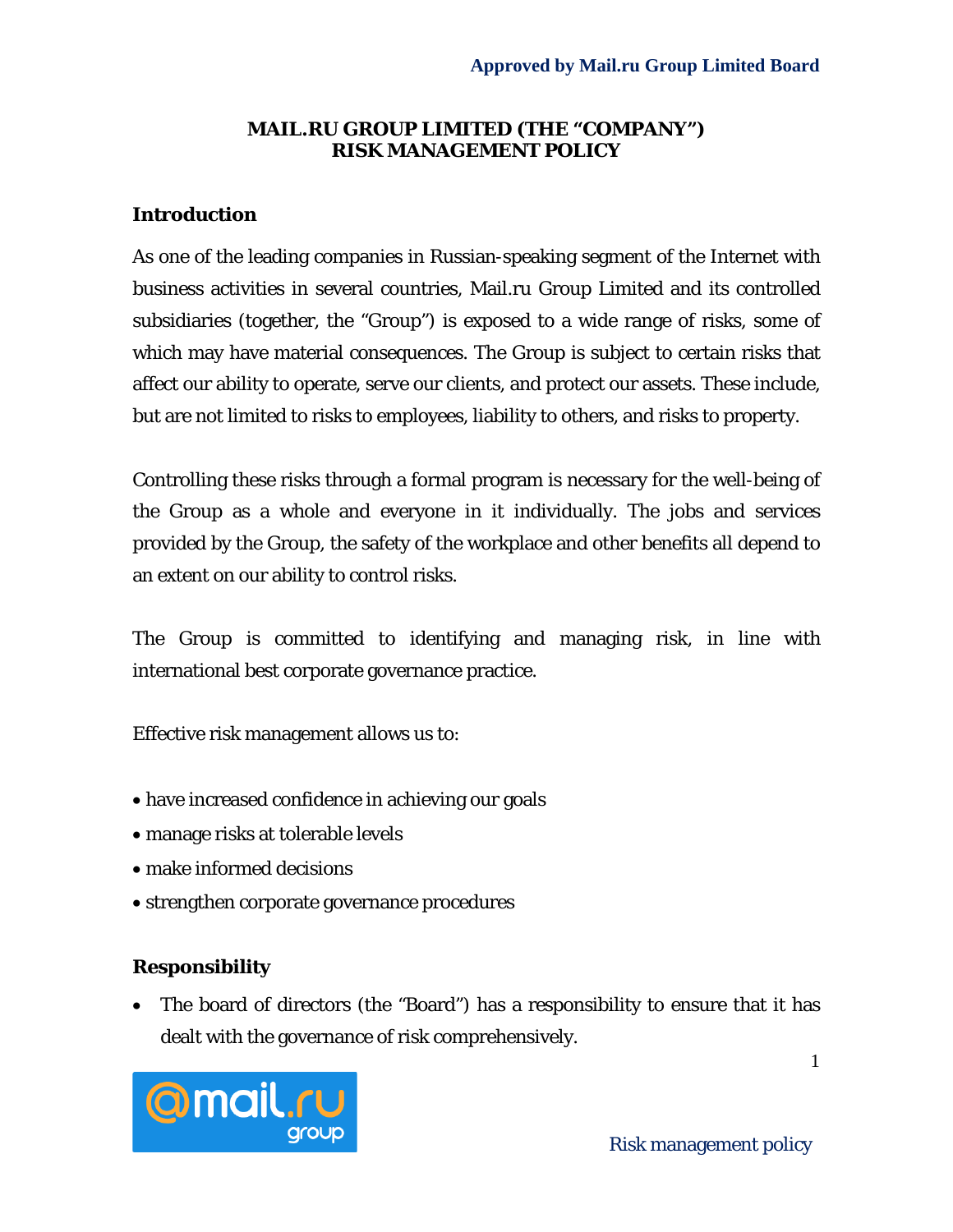**Approved by Mail.ru Group Limited Board**

# MAIL.RU GROUP LIMITED (THE "COMPANY")
# RISK MANAGEMENT POLICY

## Introduction

As one of the leading companies in Russian-speaking segment of the Internet with business activities in several countries, Mail.ru Group Limited and its controlled subsidiaries (together, the "Group") is exposed to a wide range of risks, some of which may have material consequences. The Group is subject to certain risks that affect our ability to operate, serve our clients, and protect our assets. These include, but are not limited to risks to employees, liability to others, and risks to property.

Controlling these risks through a formal program is necessary for the well-being of the Group as a whole and everyone in it individually. The jobs and services provided by the Group, the safety of the workplace and other benefits all depend to an extent on our ability to control risks.

The Group is committed to identifying and managing risk, in line with international best corporate governance practice.

Effective risk management allows us to:

- have increased confidence in achieving our goals
- manage risks at tolerable levels
- make informed decisions
- strengthen corporate governance procedures

## Responsibility

- The board of directors (the "Board") has a responsibility to ensure that it has dealt with the governance of risk comprehensively.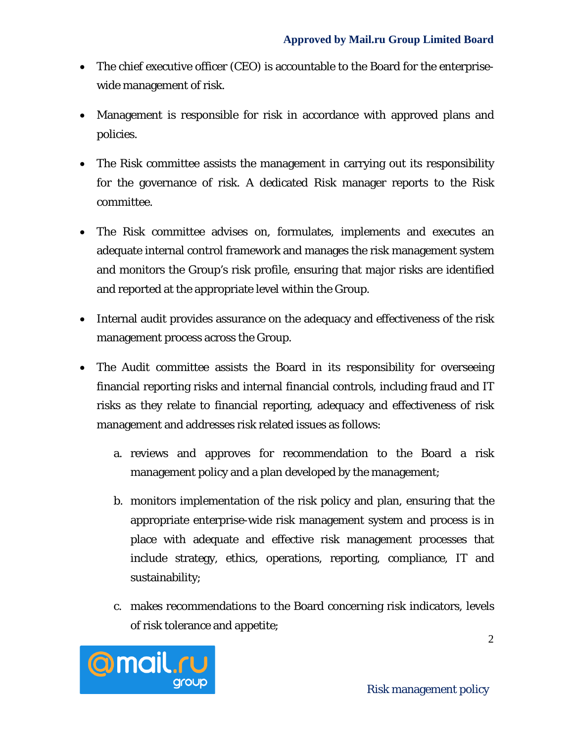- The chief executive officer (CEO) is accountable to the Board for the enterprise-wide management of risk.

- Management is responsible for risk in accordance with approved plans and policies.

- The Risk committee assists the management in carrying out its responsibility for the governance of risk. A dedicated Risk manager reports to the Risk committee.

- The Risk committee advises on, formulates, implements and executes an adequate internal control framework and manages the risk management system and monitors the Group's risk profile, ensuring that major risks are identified and reported at the appropriate level within the Group.

- Internal audit provides assurance on the adequacy and effectiveness of the risk management process across the Group.

- The Audit committee assists the Board in its responsibility for overseeing financial reporting risks and internal financial controls, including fraud and IT risks as they relate to financial reporting, adequacy and effectiveness of risk management and addresses risk related issues as follows:

    a. reviews and approves for recommendation to the Board a risk management policy and a plan developed by the management;

    b. monitors implementation of the risk policy and plan, ensuring that the appropriate enterprise-wide risk management system and process is in place with adequate and effective risk management processes that include strategy, ethics, operations, reporting, compliance, IT and sustainability;

    c. makes recommendations to the Board concerning risk indicators, levels of risk tolerance and appetite;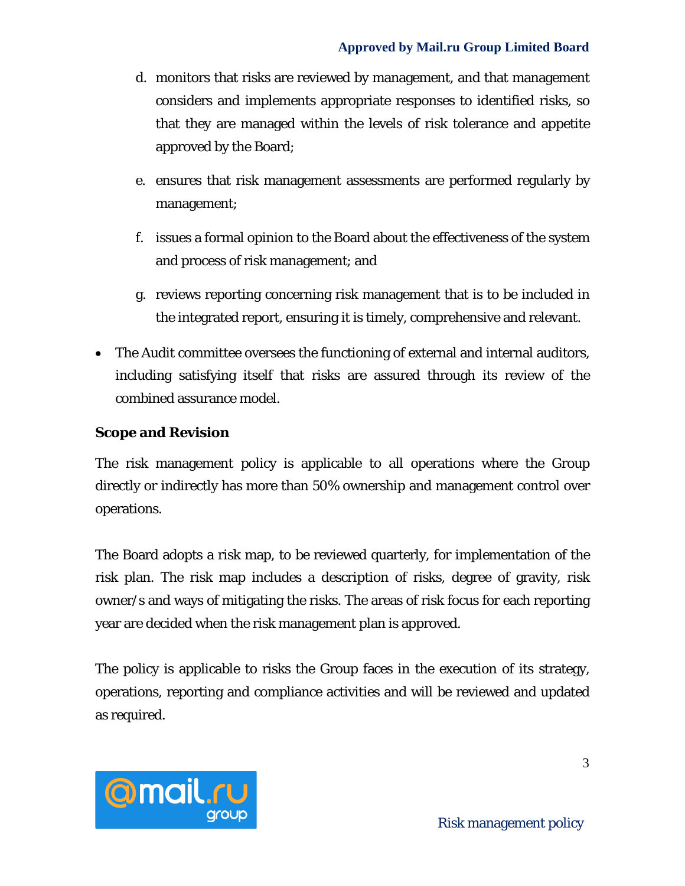d. monitors that risks are reviewed by management, and that management considers and implements appropriate responses to identified risks, so that they are managed within the levels of risk tolerance and appetite approved by the Board;

e. ensures that risk management assessments are performed regularly by management;

f. issues a formal opinion to the Board about the effectiveness of the system and process of risk management; and

g. reviews reporting concerning risk management that is to be included in the integrated report, ensuring it is timely, comprehensive and relevant.

- The Audit committee oversees the functioning of external and internal auditors, including satisfying itself that risks are assured through its review of the combined assurance model.

**Scope and Revision**

The risk management policy is applicable to all operations where the Group directly or indirectly has more than 50% ownership and management control over operations.

The Board adopts a risk map, to be reviewed quarterly, for implementation of the risk plan. The risk map includes a description of risks, degree of gravity, risk owner/s and ways of mitigating the risks. The areas of risk focus for each reporting year are decided when the risk management plan is approved.

The policy is applicable to risks the Group faces in the execution of its strategy, operations, reporting and compliance activities and will be reviewed and updated as required.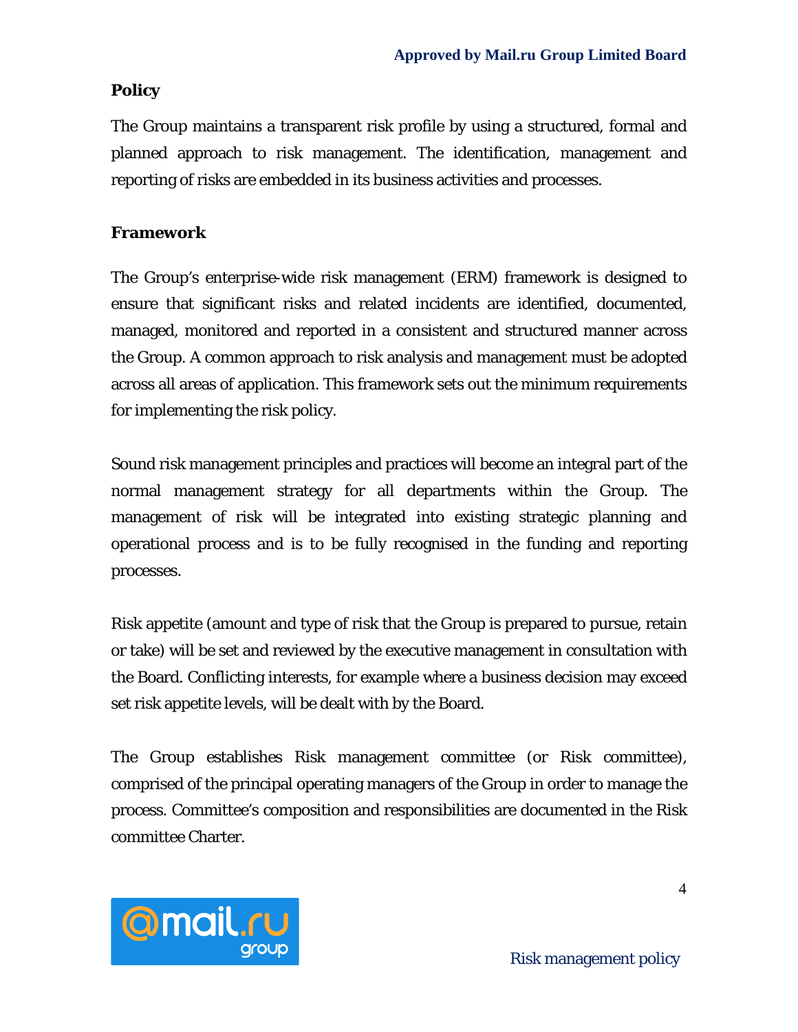## Policy

The Group maintains a transparent risk profile by using a structured, formal and planned approach to risk management. The identification, management and reporting of risks are embedded in its business activities and processes.

## Framework

The Group's enterprise-wide risk management (ERM) framework is designed to ensure that significant risks and related incidents are identified, documented, managed, monitored and reported in a consistent and structured manner across the Group. A common approach to risk analysis and management must be adopted across all areas of application. This framework sets out the minimum requirements for implementing the risk policy.

Sound risk management principles and practices will become an integral part of the normal management strategy for all departments within the Group. The management of risk will be integrated into existing strategic planning and operational process and is to be fully recognised in the funding and reporting processes.

Risk appetite (amount and type of risk that the Group is prepared to pursue, retain or take) will be set and reviewed by the executive management in consultation with the Board. Conflicting interests, for example where a business decision may exceed set risk appetite levels, will be dealt with by the Board.

The Group establishes Risk management committee (or Risk committee), comprised of the principal operating managers of the Group in order to manage the process. Committee's composition and responsibilities are documented in the Risk committee Charter.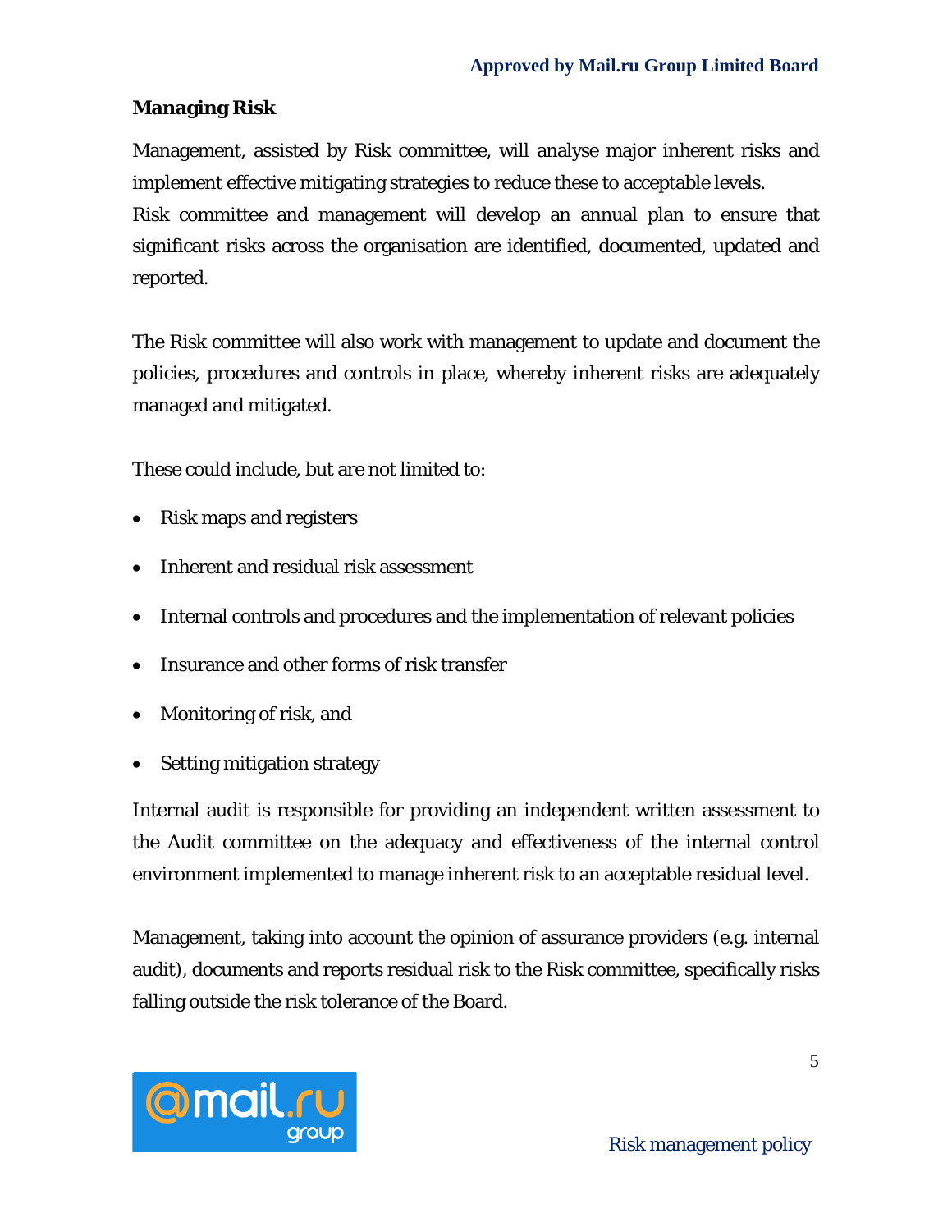## Managing Risk

Management, assisted by Risk committee, will analyse major inherent risks and implement effective mitigating strategies to reduce these to acceptable levels. Risk committee and management will develop an annual plan to ensure that significant risks across the organisation are identified, documented, updated and reported.

The Risk committee will also work with management to update and document the policies, procedures and controls in place, whereby inherent risks are adequately managed and mitigated.

These could include, but are not limited to:

- Risk maps and registers
- Inherent and residual risk assessment
- Internal controls and procedures and the implementation of relevant policies
- Insurance and other forms of risk transfer
- Monitoring of risk, and
- Setting mitigation strategy

Internal audit is responsible for providing an independent written assessment to the Audit committee on the adequacy and effectiveness of the internal control environment implemented to manage inherent risk to an acceptable residual level.

Management, taking into account the opinion of assurance providers (e.g. internal audit), documents and reports residual risk to the Risk committee, specifically risks falling outside the risk tolerance of the Board.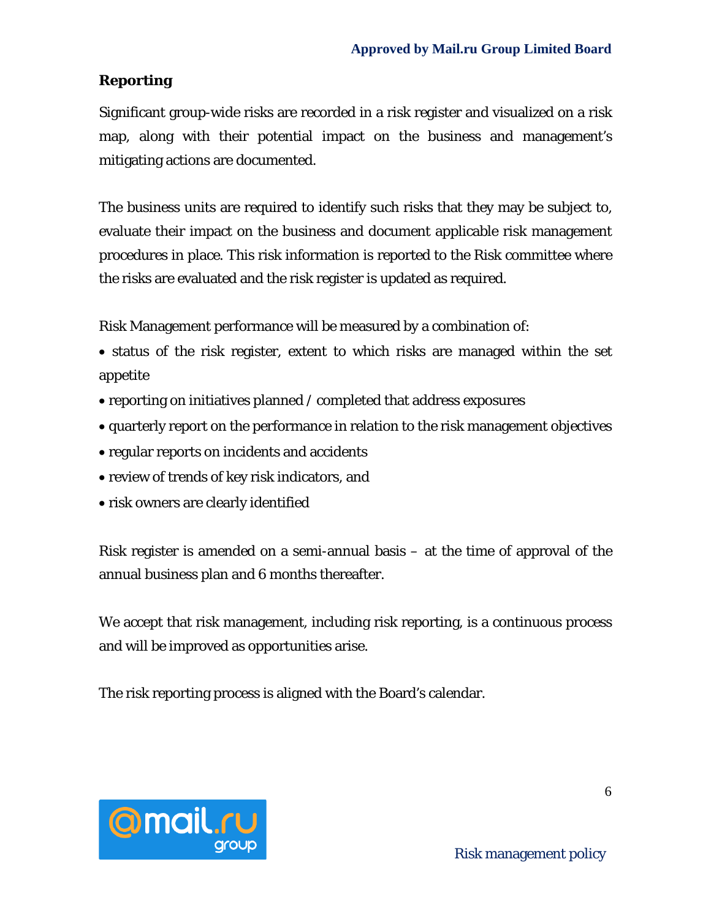## Reporting

Significant group-wide risks are recorded in a risk register and visualized on a risk map, along with their potential impact on the business and management's mitigating actions are documented.

The business units are required to identify such risks that they may be subject to, evaluate their impact on the business and document applicable risk management procedures in place. This risk information is reported to the Risk committee where the risks are evaluated and the risk register is updated as required.

Risk Management performance will be measured by a combination of:

- status of the risk register, extent to which risks are managed within the set appetite
- reporting on initiatives planned / completed that address exposures
- quarterly report on the performance in relation to the risk management objectives
- regular reports on incidents and accidents
- review of trends of key risk indicators, and
- risk owners are clearly identified

Risk register is amended on a semi-annual basis – at the time of approval of the annual business plan and 6 months thereafter.

We accept that risk management, including risk reporting, is a continuous process and will be improved as opportunities arise.

The risk reporting process is aligned with the Board's calendar.